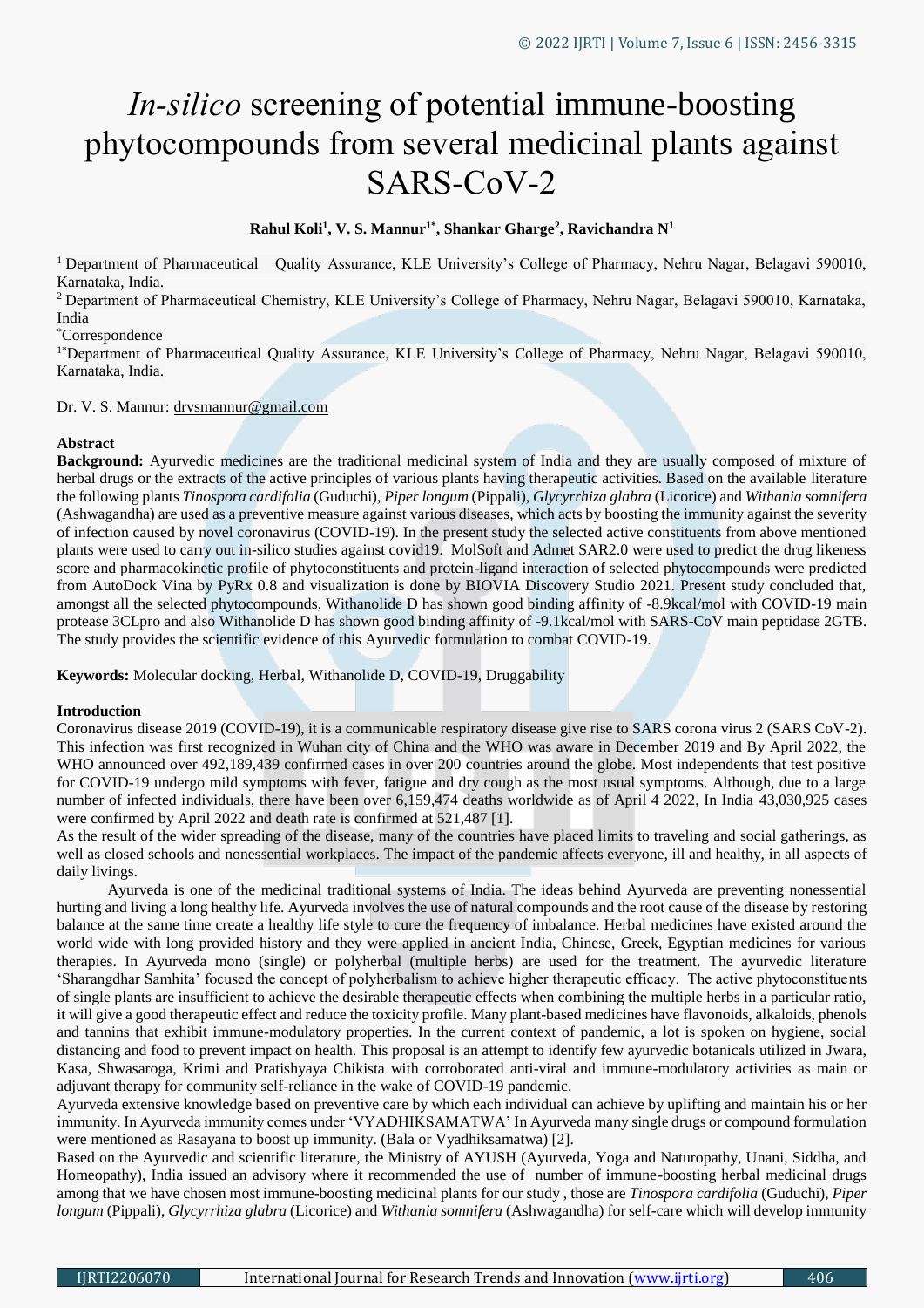# *In-silico* screening of potential immune-boosting phytocompounds from several medicinal plants against SARS-CoV-2

**Rahul Koli[1], V. S. Mannur[1*], Shankar Gharge[2], Ravichandra N[1]**

[1] Department of Pharmaceutical Quality Assurance, KLE University's College of Pharmacy, Nehru Nagar, Belagavi 590010, Karnataka, India.

[2] Department of Pharmaceutical Chemistry, KLE University's College of Pharmacy, Nehru Nagar, Belagavi 590010, Karnataka, India

[*]Correspondence

[1*]Department of Pharmaceutical Quality Assurance, KLE University's College of Pharmacy, Nehru Nagar, Belagavi 590010, Karnataka, India.

Dr. V. S. Mannur: drvsmannur@gmail.com

## Abstract

**Background:** Ayurvedic medicines are the traditional medicinal system of India and they are usually composed of mixture of herbal drugs or the extracts of the active principles of various plants having therapeutic activities. Based on the available literature the following plants *Tinospora cardifolia* (Guduchi), *Piper longum* (Pippali), *Glycyrrhiza glabra* (Licorice) and *Withania somnifera* (Ashwagandha) are used as a preventive measure against various diseases, which acts by boosting the immunity against the severity of infection caused by novel coronavirus (COVID-19). In the present study the selected active constituents from above mentioned plants were used to carry out in-silico studies against covid19. MolSoft and Admet SAR2.0 were used to predict the drug likeness score and pharmacokinetic profile of phytoconstituents and protein-ligand interaction of selected phytocompounds were predicted from AutoDock Vina by PyRx 0.8 and visualization is done by BIOVIA Discovery Studio 2021. Present study concluded that, amongst all the selected phytocompounds, Withanolide D has shown good binding affinity of -8.9kcal/mol with COVID-19 main protease 3CLpro and also Withanolide D has shown good binding affinity of -9.1kcal/mol with SARS-CoV main peptidase 2GTB. The study provides the scientific evidence of this Ayurvedic formulation to combat COVID-19.

**Keywords:** Molecular docking, Herbal, Withanolide D, COVID-19, Druggability

## Introduction

Coronavirus disease 2019 (COVID-19), it is a communicable respiratory disease give rise to SARS corona virus 2 (SARS CoV-2). This infection was first recognized in Wuhan city of China and the WHO was aware in December 2019 and By April 2022, the WHO announced over 492,189,439 confirmed cases in over 200 countries around the globe. Most independents that test positive for COVID-19 undergo mild symptoms with fever, fatigue and dry cough as the most usual symptoms. Although, due to a large number of infected individuals, there have been over 6,159,474 deaths worldwide as of April 4 2022, In India 43,030,925 cases were confirmed by April 2022 and death rate is confirmed at 521,487 [1].

As the result of the wider spreading of the disease, many of the countries have placed limits to traveling and social gatherings, as well as closed schools and nonessential workplaces. The impact of the pandemic affects everyone, ill and healthy, in all aspects of daily livings.

Ayurveda is one of the medicinal traditional systems of India. The ideas behind Ayurveda are preventing nonessential hurting and living a long healthy life. Ayurveda involves the use of natural compounds and the root cause of the disease by restoring balance at the same time create a healthy life style to cure the frequency of imbalance. Herbal medicines have existed around the world wide with long provided history and they were applied in ancient India, Chinese, Greek, Egyptian medicines for various therapies. In Ayurveda mono (single) or polyherbal (multiple herbs) are used for the treatment. The ayurvedic literature 'Sharangdhar Samhita' focused the concept of polyherbalism to achieve higher therapeutic efficacy. The active phytoconstituents of single plants are insufficient to achieve the desirable therapeutic effects when combining the multiple herbs in a particular ratio, it will give a good therapeutic effect and reduce the toxicity profile. Many plant-based medicines have flavonoids, alkaloids, phenols and tannins that exhibit immune-modulatory properties. In the current context of pandemic, a lot is spoken on hygiene, social distancing and food to prevent impact on health. This proposal is an attempt to identify few ayurvedic botanicals utilized in Jwara, Kasa, Shwasaroga, Krimi and Pratishyaya Chikista with corroborated anti-viral and immune-modulatory activities as main or adjuvant therapy for community self-reliance in the wake of COVID-19 pandemic.

Ayurveda extensive knowledge based on preventive care by which each individual can achieve by uplifting and maintain his or her immunity. In Ayurveda immunity comes under 'VYADHIKSAMATWA' In Ayurveda many single drugs or compound formulation were mentioned as Rasayana to boost up immunity. (Bala or Vyadhiksamatwa) [2].

Based on the Ayurvedic and scientific literature, the Ministry of AYUSH (Ayurveda, Yoga and Naturopathy, Unani, Siddha, and Homeopathy), India issued an advisory where it recommended the use of number of immune-boosting herbal medicinal drugs among that we have chosen most immune-boosting medicinal plants for our study , those are *Tinospora cardifolia* (Guduchi), *Piper longum* (Pippali), *Glycyrrhiza glabra* (Licorice) and *Withania somnifera* (Ashwagandha) for self-care which will develop immunity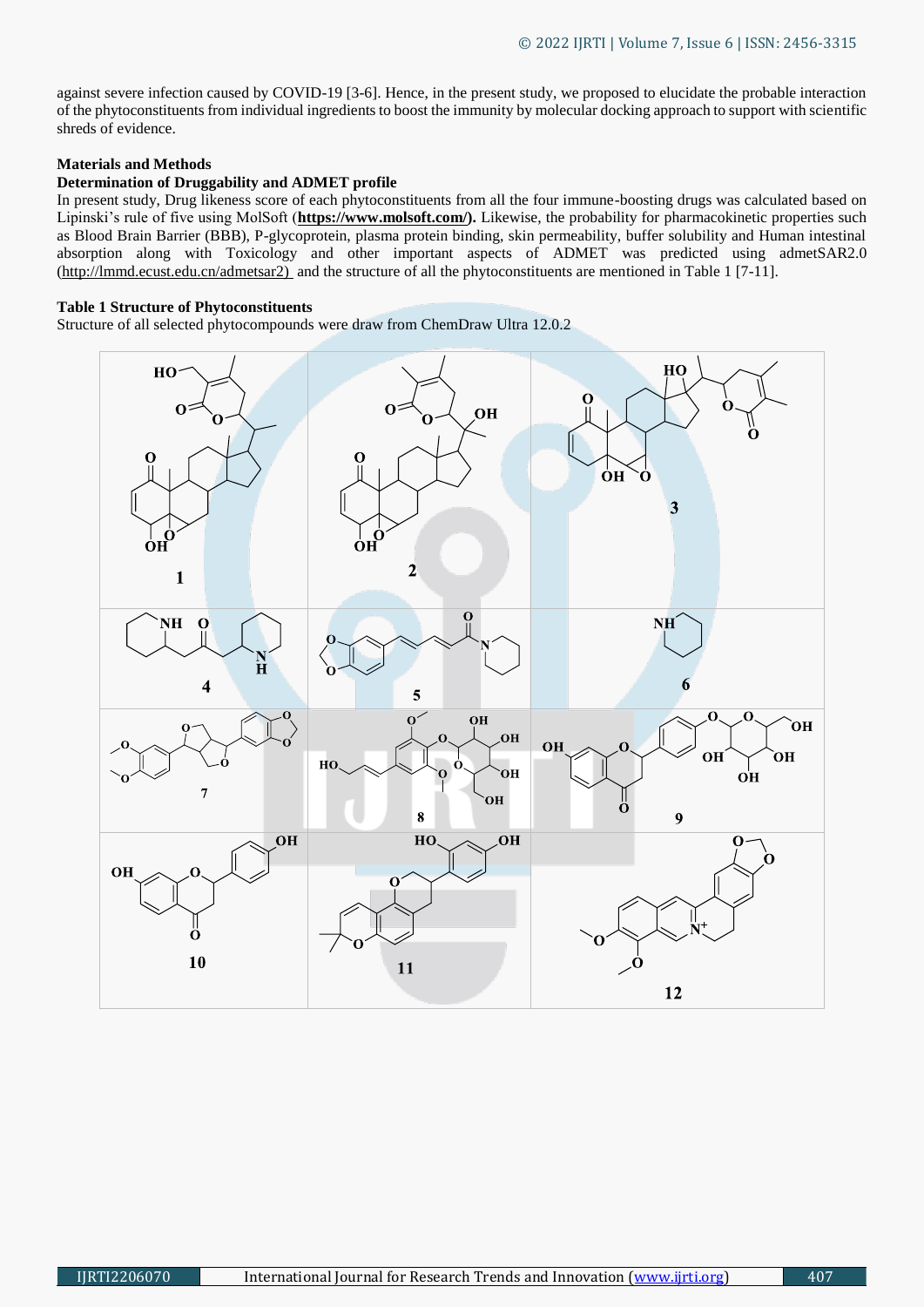against severe infection caused by COVID-19 [3-6]. Hence, in the present study, we proposed to elucidate the probable interaction of the phytoconstituents from individual ingredients to boost the immunity by molecular docking approach to support with scientific shreds of evidence.

## Materials and Methods

### Determination of Druggability and ADMET profile

In present study, Drug likeness score of each phytoconstituents from all the four immune-boosting drugs was calculated based on Lipinski's rule of five using MolSoft (**https://www.molsoft.com/**). Likewise, the probability for pharmacokinetic properties such as Blood Brain Barrier (BBB), P-glycoprotein, plasma protein binding, skin permeability, buffer solubility and Human intestinal absorption along with Toxicology and other important aspects of ADMET was predicted using admetSAR2.0 (http://lmmd.ecust.edu.cn/admetsar2) and the structure of all the phytoconstituents are mentioned in Table 1 [7-11].

**Table 1 Structure of Phytoconstituents**

Structure of all selected phytocompounds were draw from ChemDraw Ultra 12.0.2

| | | |
|---|---|---|
| 1 | 2 | 3 |
| 4 | 5 | 6 |
| 7 | 8 | 9 |
| 10 | 11 | 12 |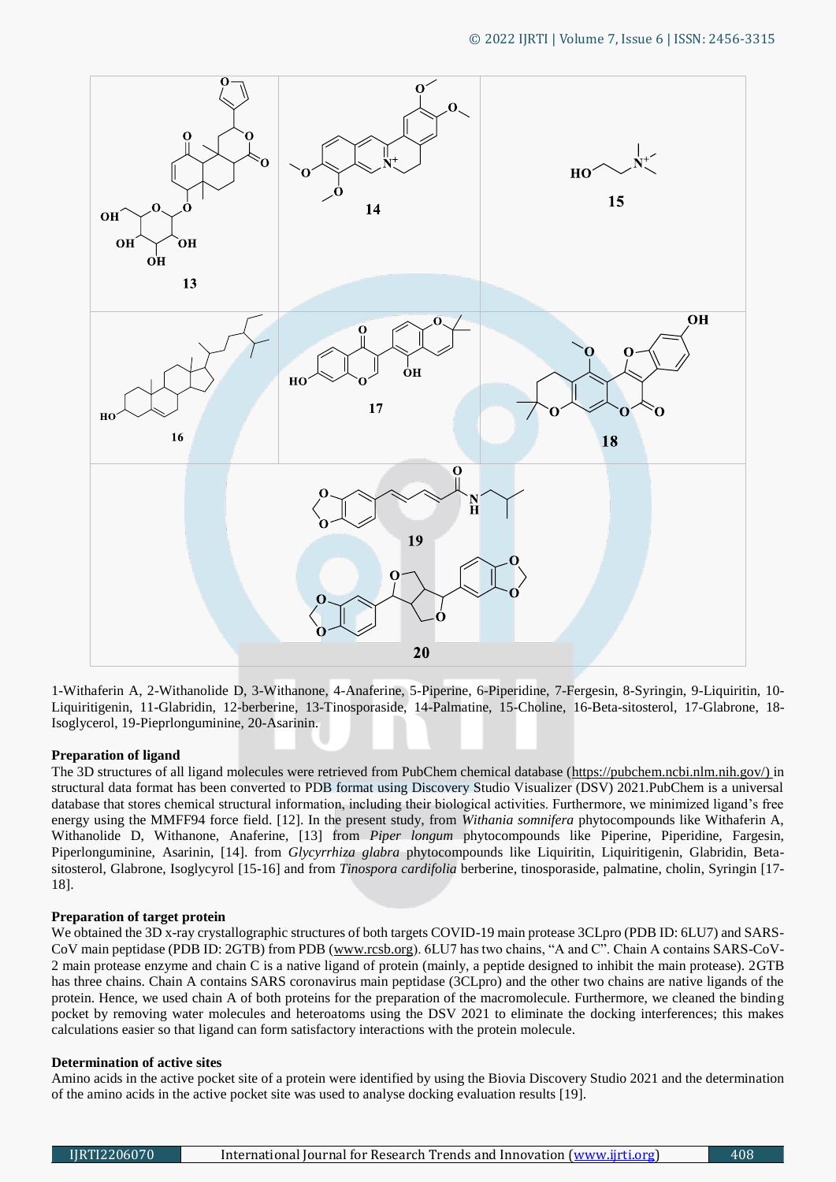1-Withaferin A, 2-Withanolide D, 3-Withanone, 4-Anaferine, 5-Piperine, 6-Piperidine, 7-Fergesin, 8-Syringin, 9-Liquiritin, 10-Liquiritigenin, 11-Glabridin, 12-berberine, 13-Tinosporaside, 14-Palmatine, 15-Choline, 16-Beta-sitosterol, 17-Glabrone, 18-Isoglycerol, 19-Pieprlonguminine, 20-Asarinin.

### Preparation of ligand

The 3D structures of all ligand molecules were retrieved from PubChem chemical database (https://pubchem.ncbi.nlm.nih.gov/) in structural data format has been converted to PDB format using Discovery Studio Visualizer (DSV) 2021.PubChem is a universal database that stores chemical structural information, including their biological activities. Furthermore, we minimized ligand's free energy using the MMFF94 force field. [12]. In the present study, from *Withania somnifera* phytocompounds like Withaferin A, Withanolide D, Withanone, Anaferine, [13] from *Piper longum* phytocompounds like Piperine, Piperidine, Fargesin, Piperlonguminine, Asarinin, [14]. from *Glycyrrhiza glabra* phytocompounds like Liquiritin, Liquiritigenin, Glabridin, Beta-sitosterol, Glabrone, Isoglycyrol [15-16] and from *Tinospora cardifolia* berberine, tinosporaside, palmatine, cholin, Syringin [17-18].

### Preparation of target protein

We obtained the 3D x-ray crystallographic structures of both targets COVID-19 main protease 3CLpro (PDB ID: 6LU7) and SARS-CoV main peptidase (PDB ID: 2GTB) from PDB (www.rcsb.org). 6LU7 has two chains, "A and C". Chain A contains SARS-CoV-2 main protease enzyme and chain C is a native ligand of protein (mainly, a peptide designed to inhibit the main protease). 2GTB has three chains. Chain A contains SARS coronavirus main peptidase (3CLpro) and the other two chains are native ligands of the protein. Hence, we used chain A of both proteins for the preparation of the macromolecule. Furthermore, we cleaned the binding pocket by removing water molecules and heteroatoms using the DSV 2021 to eliminate the docking interferences; this makes calculations easier so that ligand can form satisfactory interactions with the protein molecule.

### Determination of active sites

Amino acids in the active pocket site of a protein were identified by using the Biovia Discovery Studio 2021 and the determination of the amino acids in the active pocket site was used to analyse docking evaluation results [19].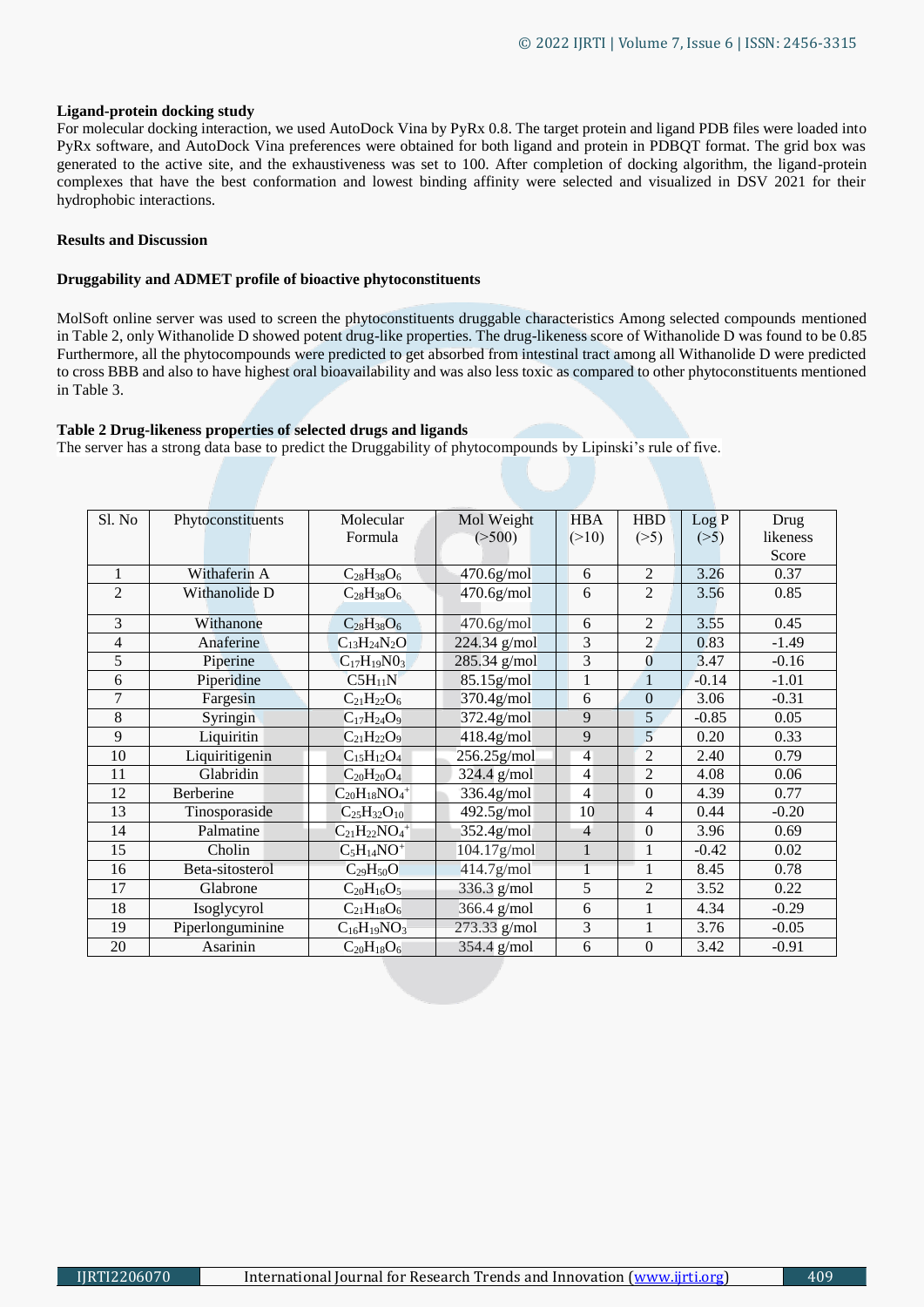**Ligand-protein docking study**

For molecular docking interaction, we used AutoDock Vina by PyRx 0.8. The target protein and ligand PDB files were loaded into PyRx software, and AutoDock Vina preferences were obtained for both ligand and protein in PDBQT format. The grid box was generated to the active site, and the exhaustiveness was set to 100. After completion of docking algorithm, the ligand-protein complexes that have the best conformation and lowest binding affinity were selected and visualized in DSV 2021 for their hydrophobic interactions.

**Results and Discussion**

**Druggability and ADMET profile of bioactive phytoconstituents**

MolSoft online server was used to screen the phytoconstituents druggable characteristics Among selected compounds mentioned in Table 2, only Withanolide D showed potent drug-like properties. The drug-likeness score of Withanolide D was found to be 0.85 Furthermore, all the phytocompounds were predicted to get absorbed from intestinal tract among all Withanolide D were predicted to cross BBB and also to have highest oral bioavailability and was also less toxic as compared to other phytoconstituents mentioned in Table 3.

**Table 2 Drug-likeness properties of selected drugs and ligands**

The server has a strong data base to predict the Druggability of phytocompounds by Lipinski's rule of five.

| Sl. No | Phytoconstituents | Molecular Formula | Mol Weight (>500) | HBA (>10) | HBD (>5) | Log P (>5) | Drug likeness Score |
|---|---|---|---|---|---|---|---|
| 1 | Withaferin A | $C_{28}H_{38}O_6$ | 470.6g/mol | 6 | 2 | 3.26 | 0.37 |
| 2 | Withanolide D | $C_{28}H_{38}O_6$ | 470.6g/mol | 6 | 2 | 3.56 | 0.85 |
| 3 | Withanone | $C_{28}H_{38}O_6$ | 470.6g/mol | 6 | 2 | 3.55 | 0.45 |
| 4 | Anaferine | $C_{13}H_{24}N_2O$ | 224.34 g/mol | 3 | 2 | 0.83 | -1.49 |
| 5 | Piperine | $C_{17}H_{19}N0_3$ | 285.34 g/mol | 3 | 0 | 3.47 | -0.16 |
| 6 | Piperidine | C5H11N | 85.15g/mol | 1 | 1 | -0.14 | -1.01 |
| 7 | Fargesin | $C_{21}H_{22}O_6$ | 370.4g/mol | 6 | 0 | 3.06 | -0.31 |
| 8 | Syringin | $C_{17}H_{24}O_9$ | 372.4g/mol | 9 | 5 | -0.85 | 0.05 |
| 9 | Liquiritin | $C_{21}H_{22}O_9$ | 418.4g/mol | 9 | 5 | 0.20 | 0.33 |
| 10 | Liquiritigenin | $C_{15}H_{12}O_4$ | 256.25g/mol | 4 | 2 | 2.40 | 0.79 |
| 11 | Glabridin | $C_{20}H_{20}O_4$ | 324.4 g/mol | 4 | 2 | 4.08 | 0.06 |
| 12 | Berberine | $C_{20}H_{18}NO_4^+$ | 336.4g/mol | 4 | 0 | 4.39 | 0.77 |
| 13 | Tinosporaside | $C_{25}H_{32}O_{10}$ | 492.5g/mol | 10 | 4 | 0.44 | -0.20 |
| 14 | Palmatine | $C_{21}H_{22}NO_4^+$ | 352.4g/mol | 4 | 0 | 3.96 | 0.69 |
| 15 | Cholin | $C_5H_{14}NO^+$ | 104.17g/mol | 1 | 1 | -0.42 | 0.02 |
| 16 | Beta-sitosterol | $C_{29}H_{50}O$ | 414.7g/mol | 1 | 1 | 8.45 | 0.78 |
| 17 | Glabrone | $C_{20}H_{16}O_5$ | 336.3 g/mol | 5 | 2 | 3.52 | 0.22 |
| 18 | Isoglycyrol | $C_{21}H_{18}O_6$ | 366.4 g/mol | 6 | 1 | 4.34 | -0.29 |
| 19 | Piperlonguminine | $C_{16}H_{19}NO_3$ | 273.33 g/mol | 3 | 1 | 3.76 | -0.05 |
| 20 | Asarinin | $C_{20}H_{18}O_6$ | 354.4 g/mol | 6 | 0 | 3.42 | -0.91 |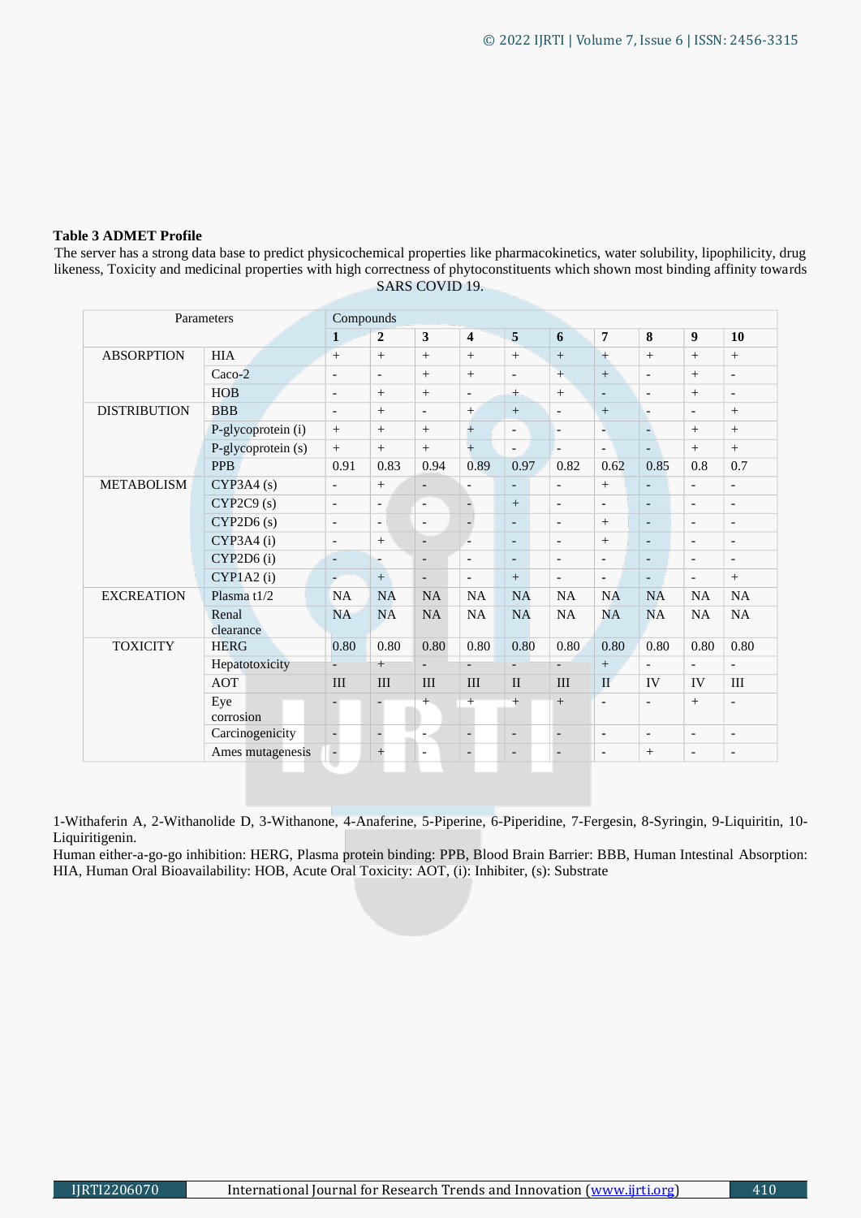**Table 3 ADMET Profile**

The server has a strong data base to predict physicochemical properties like pharmacokinetics, water solubility, lipophilicity, drug likeness, Toxicity and medicinal properties with high correctness of phytoconstituents which shown most binding affinity towards SARS COVID 19.

| Parameters | | Compounds | | | | | | | | | |
|---|---|---|---|---|---|---|---|---|---|---|---|
| | | 1 | 2 | 3 | 4 | 5 | 6 | 7 | 8 | 9 | 10 |
| ABSORPTION | HIA | + | + | + | + | + | + | + | + | + | + |
| | Caco-2 | - | - | + | + | - | + | + | - | + | - |
| | HOB | - | + | + | - | + | + | - | - | + | - |
| DISTRIBUTION | BBB | - | + | - | + | + | - | + | - | - | + |
| | P-glycoprotein (i) | + | + | + | + | - | - | - | - | + | + |
| | P-glycoprotein (s) | + | + | + | + | - | - | - | - | + | + |
| | PPB | 0.91 | 0.83 | 0.94 | 0.89 | 0.97 | 0.82 | 0.62 | 0.85 | 0.8 | 0.7 |
| METABOLISM | CYP3A4 (s) | - | + | - | - | - | - | + | - | - | - |
| | CYP2C9 (s) | - | - | - | - | + | - | - | - | - | - |
| | CYP2D6 (s) | - | - | - | - | - | - | + | - | - | - |
| | CYP3A4 (i) | - | + | - | - | - | - | + | - | - | - |
| | CYP2D6 (i) | - | - | - | - | - | - | - | - | - | - |
| | CYP1A2 (i) | - | + | - | - | + | - | - | - | - | + |
| EXCREATION | Plasma t1/2 | NA | NA | NA | NA | NA | NA | NA | NA | NA | NA |
| | Renal clearance | NA | NA | NA | NA | NA | NA | NA | NA | NA | NA |
| TOXICITY | HERG | 0.80 | 0.80 | 0.80 | 0.80 | 0.80 | 0.80 | 0.80 | 0.80 | 0.80 | 0.80 |
| | Hepatotoxicity | - | + | - | - | - | - | + | - | - | - |
| | AOT | III | III | III | III | II | III | II | IV | IV | III |
| | Eye corrosion | - | - | + | + | + | + | - | - | + | - |
| | Carcinogenicity | - | - | - | - | - | - | - | - | - | - |
| | Ames mutagenesis | - | + | - | - | - | - | - | + | - | - |

1-Withaferin A, 2-Withanolide D, 3-Withanone, 4-Anaferine, 5-Piperine, 6-Piperidine, 7-Fergesin, 8-Syringin, 9-Liquiritin, 10-Liquiritigenin.

Human either-a-go-go inhibition: HERG, Plasma protein binding: PPB, Blood Brain Barrier: BBB, Human Intestinal Absorption: HIA, Human Oral Bioavailability: HOB, Acute Oral Toxicity: AOT, (i): Inhibiter, (s): Substrate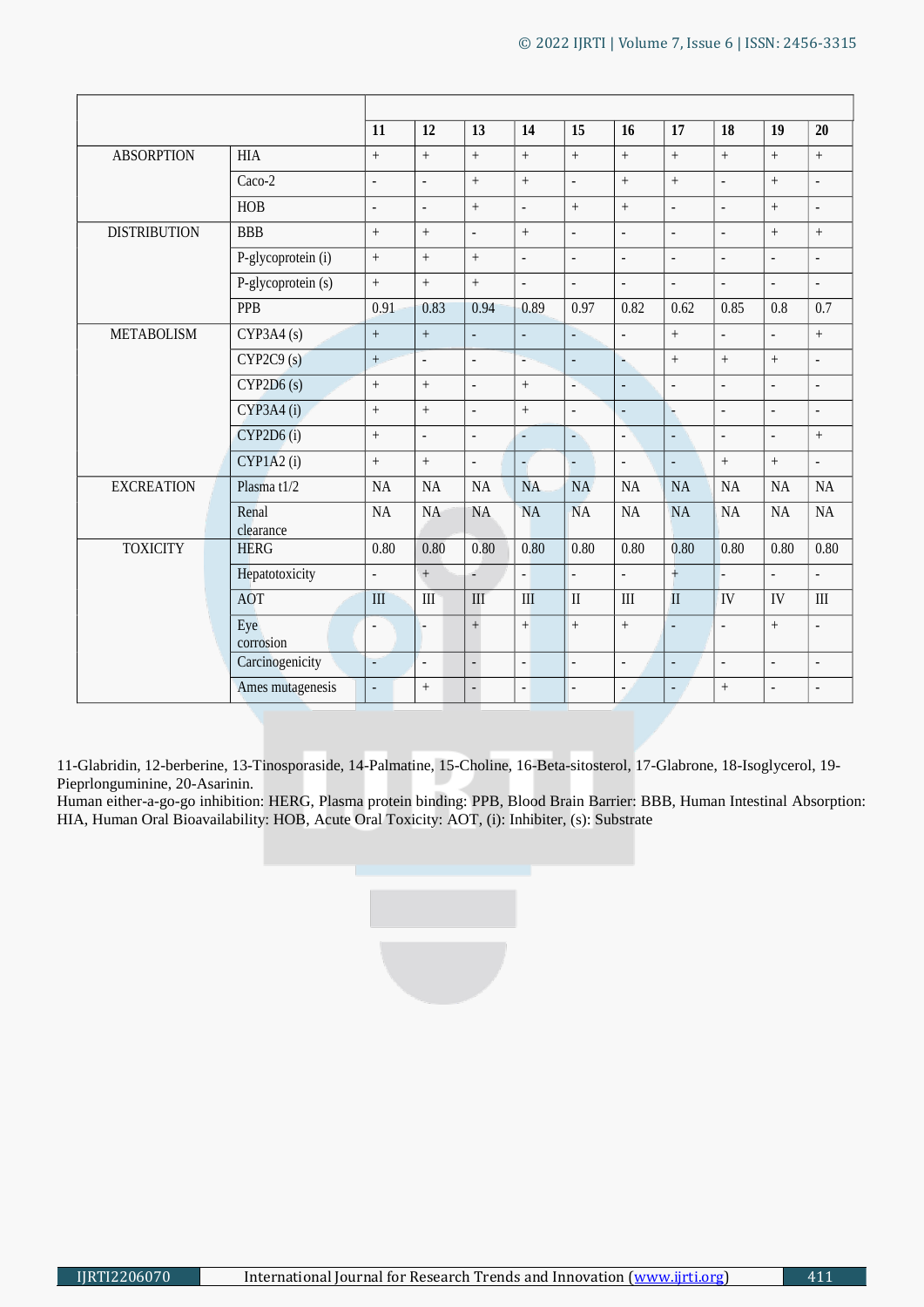| | | 11 | 12 | 13 | 14 | 15 | 16 | 17 | 18 | 19 | 20 |
|---|---|---|---|---|---|---|---|---|---|---|---|
| ABSORPTION | HIA | + | + | + | + | + | + | + | + | + | + |
| | Caco-2 | - | - | + | + | - | + | + | - | + | - |
| | HOB | - | - | + | - | + | + | - | - | + | - |
| DISTRIBUTION | BBB | + | + | - | + | - | - | - | - | + | + |
| | P-glycoprotein (i) | + | + | + | - | - | - | - | - | - | - |
| | P-glycoprotein (s) | + | + | + | - | - | - | - | - | - | - |
| | PPB | 0.91 | 0.83 | 0.94 | 0.89 | 0.97 | 0.82 | 0.62 | 0.85 | 0.8 | 0.7 |
| METABOLISM | CYP3A4 (s) | + | + | - | - | - | - | + | - | - | + |
| | CYP2C9 (s) | + | - | - | - | - | - | + | + | + | - |
| | CYP2D6 (s) | + | + | - | + | - | - | - | - | - | - |
| | CYP3A4 (i) | + | + | - | + | - | - | - | - | - | - |
| | CYP2D6 (i) | + | - | - | - | - | - | - | - | - | + |
| | CYP1A2 (i) | + | + | - | - | - | - | - | + | + | - |
| EXCREATION | Plasma t1/2 | NA | NA | NA | NA | NA | NA | NA | NA | NA | NA |
| | Renal clearance | NA | NA | NA | NA | NA | NA | NA | NA | NA | NA |
| TOXICITY | HERG | 0.80 | 0.80 | 0.80 | 0.80 | 0.80 | 0.80 | 0.80 | 0.80 | 0.80 | 0.80 |
| | Hepatotoxicity | - | + | - | - | - | - | + | - | - | - |
| | AOT | III | III | III | III | II | III | II | IV | IV | III |
| | Eye corrosion | - | - | + | + | + | + | - | - | + | - |
| | Carcinogenicity | - | - | - | - | - | - | - | - | - | - |
| | Ames mutagenesis | - | + | - | - | - | - | - | + | - | - |

11-Glabridin, 12-berberine, 13-Tinosporaside, 14-Palmatine, 15-Choline, 16-Beta-sitosterol, 17-Glabrone, 18-Isoglycerol, 19-Pieprlonguminine, 20-Asarinin.

Human either-a-go-go inhibition: HERG, Plasma protein binding: PPB, Blood Brain Barrier: BBB, Human Intestinal Absorption: HIA, Human Oral Bioavailability: HOB, Acute Oral Toxicity: AOT, (i): Inhibiter, (s): Substrate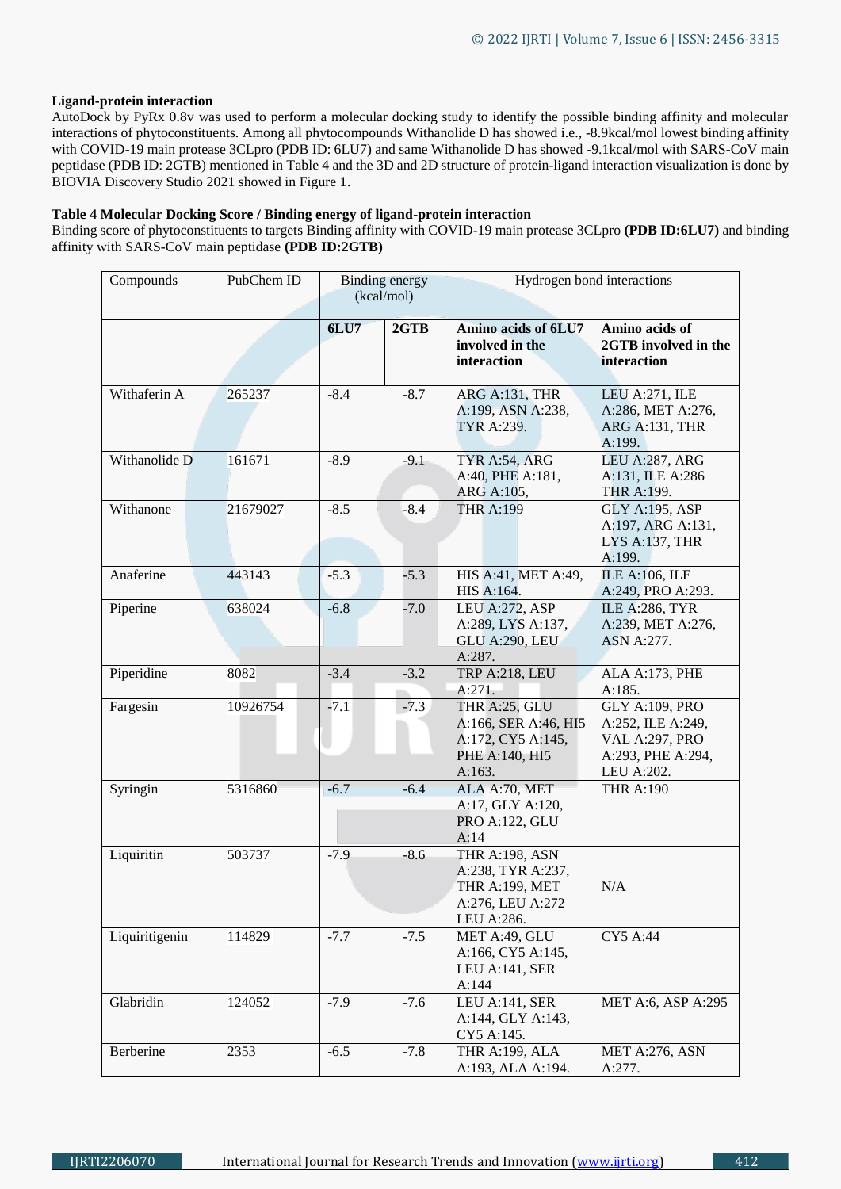**Ligand-protein interaction**

AutoDock by PyRx 0.8v was used to perform a molecular docking study to identify the possible binding affinity and molecular interactions of phytoconstituents. Among all phytocompounds Withanolide D has showed i.e., -8.9kcal/mol lowest binding affinity with COVID-19 main protease 3CLpro (PDB ID: 6LU7) and same Withanolide D has showed -9.1kcal/mol with SARS-CoV main peptidase (PDB ID: 2GTB) mentioned in Table 4 and the 3D and 2D structure of protein-ligand interaction visualization is done by BIOVIA Discovery Studio 2021 showed in Figure 1.

**Table 4 Molecular Docking Score / Binding energy of ligand-protein interaction**

Binding score of phytoconstituents to targets Binding affinity with COVID-19 main protease 3CLpro **(PDB ID:6LU7)** and binding affinity with SARS-CoV main peptidase **(PDB ID:2GTB)**

| Compounds | PubChem ID | Binding energy (kcal/mol) | | Hydrogen bond interactions | |
|---|---|---|---|---|---|
| | | **6LU7** | **2GTB** | **Amino acids of 6LU7 involved in the interaction** | **Amino acids of 2GTB involved in the interaction** |
| Withaferin A | 265237 | -8.4 | -8.7 | ARG A:131, THR A:199, ASN A:238, TYR A:239. | LEU A:271, ILE A:286, MET A:276, ARG A:131, THR A:199. |
| Withanolide D | 161671 | -8.9 | -9.1 | TYR A:54, ARG A:40, PHE A:181, ARG A:105, | LEU A:287, ARG A:131, ILE A:286 THR A:199. |
| Withanone | 21679027 | -8.5 | -8.4 | THR A:199 | GLY A:195, ASP A:197, ARG A:131, LYS A:137, THR A:199. |
| Anaferine | 443143 | -5.3 | -5.3 | HIS A:41, MET A:49, HIS A:164. | ILE A:106, ILE A:249, PRO A:293. |
| Piperine | 638024 | -6.8 | -7.0 | LEU A:272, ASP A:289, LYS A:137, GLU A:290, LEU A:287. | ILE A:286, TYR A:239, MET A:276, ASN A:277. |
| Piperidine | 8082 | -3.4 | -3.2 | TRP A:218, LEU A:271. | ALA A:173, PHE A:185. |
| Fargesin | 10926754 | -7.1 | -7.3 | THR A:25, GLU A:166, SER A:46, HI5 A:172, CY5 A:145, PHE A:140, HI5 A:163. | GLY A:109, PRO A:252, ILE A:249, VAL A:297, PRO A:293, PHE A:294, LEU A:202. |
| Syringin | 5316860 | -6.7 | -6.4 | ALA A:70, MET A:17, GLY A:120, PRO A:122, GLU A:14 | THR A:190 |
| Liquiritin | 503737 | -7.9 | -8.6 | THR A:198, ASN A:238, TYR A:237, THR A:199, MET A:276, LEU A:272 LEU A:286. | N/A |
| Liquiritigenin | 114829 | -7.7 | -7.5 | MET A:49, GLU A:166, CY5 A:145, LEU A:141, SER A:144 | CY5 A:44 |
| Glabridin | 124052 | -7.9 | -7.6 | LEU A:141, SER A:144, GLY A:143, CY5 A:145. | MET A:6, ASP A:295 |
| Berberine | 2353 | -6.5 | -7.8 | THR A:199, ALA A:193, ALA A:194. | MET A:276, ASN A:277. |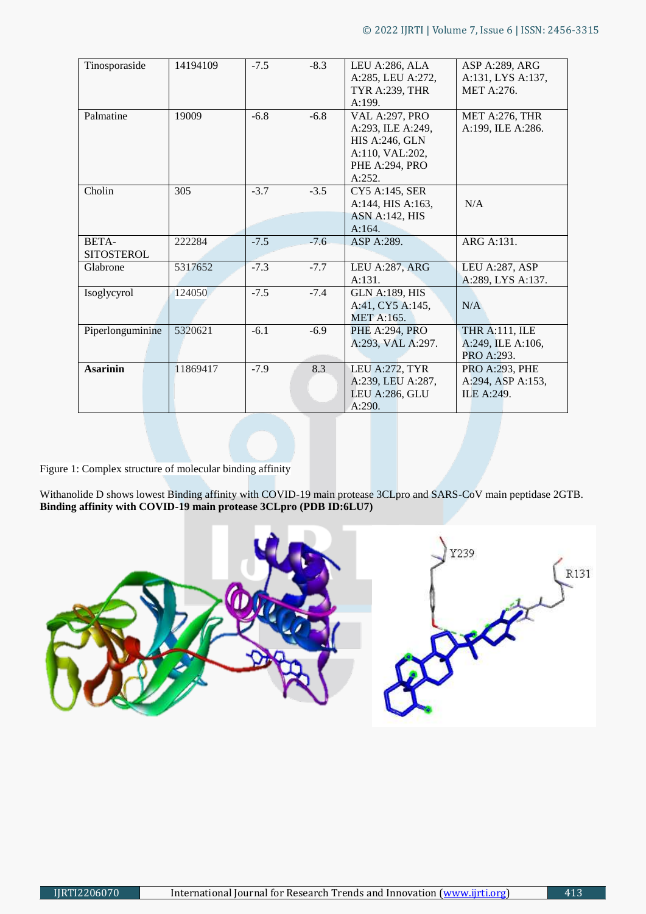| Tinosporaside | 14194109 | -7.5 | -8.3 | LEU A:286, ALA A:285, LEU A:272, TYR A:239, THR A:199. | ASP A:289, ARG A:131, LYS A:137, MET A:276. |
|---|---|---|---|---|---|
| Palmatine | 19009 | -6.8 | -6.8 | VAL A:297, PRO A:293, ILE A:249, HIS A:246, GLN A:110, VAL:202, PHE A:294, PRO A:252. | MET A:276, THR A:199, ILE A:286. |
| Cholin | 305 | -3.7 | -3.5 | CY5 A:145, SER A:144, HIS A:163, ASN A:142, HIS A:164. | N/A |
| BETA-SITOSTEROL | 222284 | -7.5 | -7.6 | ASP A:289. | ARG A:131. |
| Glabrone | 5317652 | -7.3 | -7.7 | LEU A:287, ARG A:131. | LEU A:287, ASP A:289, LYS A:137. |
| Isoglycyrol | 124050 | -7.5 | -7.4 | GLN A:189, HIS A:41, CY5 A:145, MET A:165. | N/A |
| Piperlonguminine | 5320621 | -6.1 | -6.9 | PHE A:294, PRO A:293, VAL A:297. | THR A:111, ILE A:249, ILE A:106, PRO A:293. |
| **Asarinin** | 11869417 | -7.9 | 8.3 | LEU A:272, TYR A:239, LEU A:287, LEU A:286, GLU A:290. | PRO A:293, PHE A:294, ASP A:153, ILE A:249. |

Figure 1: Complex structure of molecular binding affinity

Withanolide D shows lowest Binding affinity with COVID-19 main protease 3CLpro and SARS-CoV main peptidase 2GTB.
**Binding affinity with COVID-19 main protease 3CLpro (PDB ID:6LU7)**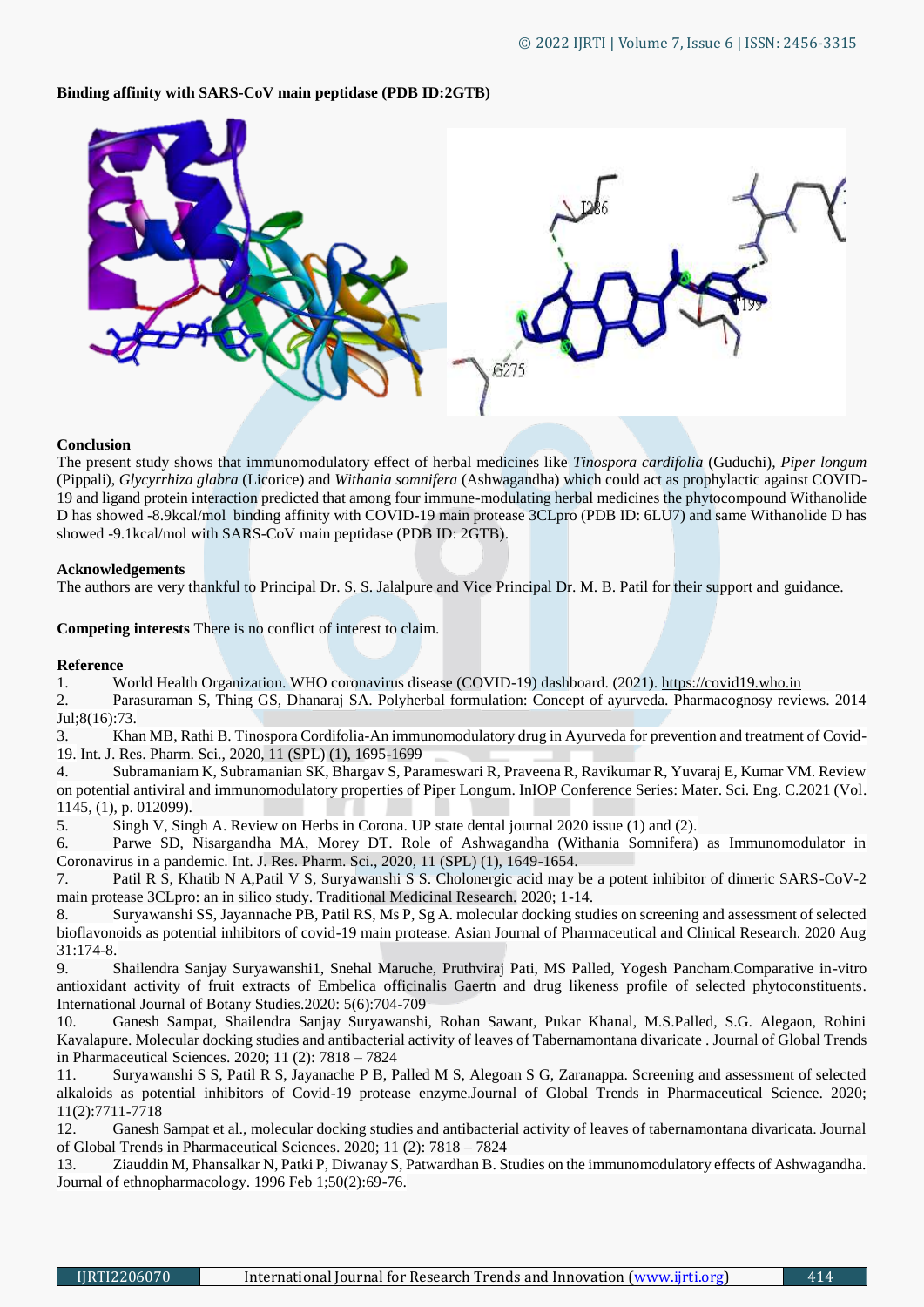**Binding affinity with SARS-CoV main peptidase (PDB ID:2GTB)**

**Conclusion**

The present study shows that immunomodulatory effect of herbal medicines like *Tinospora cardifolia* (Guduchi), *Piper longum* (Pippali), *Glycyrrhiza glabra* (Licorice) and *Withania somnifera* (Ashwagandha) which could act as prophylactic against COVID-19 and ligand protein interaction predicted that among four immune-modulating herbal medicines the phytocompound Withanolide D has showed -8.9kcal/mol binding affinity with COVID-19 main protease 3CLpro (PDB ID: 6LU7) and same Withanolide D has showed -9.1kcal/mol with SARS-CoV main peptidase (PDB ID: 2GTB).

**Acknowledgements**

The authors are very thankful to Principal Dr. S. S. Jalalpure and Vice Principal Dr. M. B. Patil for their support and guidance.

**Competing interests** There is no conflict of interest to claim.

**Reference**

1. World Health Organization. WHO coronavirus disease (COVID-19) dashboard. (2021). https://covid19.who.in
2. Parasuraman S, Thing GS, Dhanaraj SA. Polyherbal formulation: Concept of ayurveda. Pharmacognosy reviews. 2014 Jul;8(16):73.
3. Khan MB, Rathi B. Tinospora Cordifolia-An immunomodulatory drug in Ayurveda for prevention and treatment of Covid-19. Int. J. Res. Pharm. Sci., 2020, 11 (SPL) (1), 1695-1699
4. Subramaniam K, Subramanian SK, Bhargav S, Parameswari R, Praveena R, Ravikumar R, Yuvaraj E, Kumar VM. Review on potential antiviral and immunomodulatory properties of Piper Longum. InIOP Conference Series: Mater. Sci. Eng. C.2021 (Vol. 1145, (1), p. 012099).
5. Singh V, Singh A. Review on Herbs in Corona. UP state dental journal 2020 issue (1) and (2).
6. Parwe SD, Nisargandha MA, Morey DT. Role of Ashwagandha (Withania Somnifera) as Immunomodulator in Coronavirus in a pandemic. Int. J. Res. Pharm. Sci., 2020, 11 (SPL) (1), 1649-1654.
7. Patil R S, Khatib N A,Patil V S, Suryawanshi S S. Cholonergic acid may be a potent inhibitor of dimeric SARS-CoV-2 main protease 3CLpro: an in silico study. Traditional Medicinal Research. 2020; 1-14.
8. Suryawanshi SS, Jayannache PB, Patil RS, Ms P, Sg A. molecular docking studies on screening and assessment of selected bioflavonoids as potential inhibitors of covid-19 main protease. Asian Journal of Pharmaceutical and Clinical Research. 2020 Aug 31:174-8.
9. Shailendra Sanjay Suryawanshi1, Snehal Maruche, Pruthviraj Pati, MS Palled, Yogesh Pancham.Comparative in-vitro antioxidant activity of fruit extracts of Embelica officinalis Gaertn and drug likeness profile of selected phytoconstituents. International Journal of Botany Studies.2020: 5(6):704-709
10. Ganesh Sampat, Shailendra Sanjay Suryawanshi, Rohan Sawant, Pukar Khanal, M.S.Palled, S.G. Alegaon, Rohini Kavalapure. Molecular docking studies and antibacterial activity of leaves of Tabernamontana divaricate . Journal of Global Trends in Pharmaceutical Sciences. 2020; 11 (2): 7818 – 7824
11. Suryawanshi S S, Patil R S, Jayanache P B, Palled M S, Alegoan S G, Zaranappa. Screening and assessment of selected alkaloids as potential inhibitors of Covid-19 protease enzyme.Journal of Global Trends in Pharmaceutical Science. 2020; 11(2):7711-7718
12. Ganesh Sampat et al., molecular docking studies and antibacterial activity of leaves of tabernamontana divaricata. Journal of Global Trends in Pharmaceutical Sciences. 2020; 11 (2): 7818 – 7824
13. Ziauddin M, Phansalkar N, Patki P, Diwanay S, Patwardhan B. Studies on the immunomodulatory effects of Ashwagandha. Journal of ethnopharmacology. 1996 Feb 1;50(2):69-76.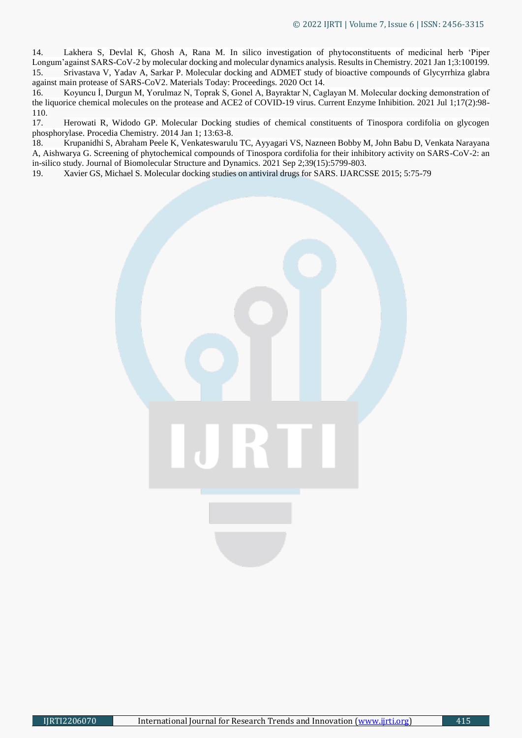14. Lakhera S, Devlal K, Ghosh A, Rana M. In silico investigation of phytoconstituents of medicinal herb 'Piper Longum'against SARS-CoV-2 by molecular docking and molecular dynamics analysis. Results in Chemistry. 2021 Jan 1;3:100199.
15. Srivastava V, Yadav A, Sarkar P. Molecular docking and ADMET study of bioactive compounds of Glycyrrhiza glabra against main protease of SARS-CoV2. Materials Today: Proceedings. 2020 Oct 14.
16. Koyuncu İ, Durgun M, Yorulmaz N, Toprak S, Gonel A, Bayraktar N, Caglayan M. Molecular docking demonstration of the liquorice chemical molecules on the protease and ACE2 of COVID-19 virus. Current Enzyme Inhibition. 2021 Jul 1;17(2):98-110.
17. Herowati R, Widodo GP. Molecular Docking studies of chemical constituents of Tinospora cordifolia on glycogen phosphorylase. Procedia Chemistry. 2014 Jan 1; 13:63-8.
18. Krupanidhi S, Abraham Peele K, Venkateswarulu TC, Ayyagari VS, Nazneen Bobby M, John Babu D, Venkata Narayana A, Aishwarya G. Screening of phytochemical compounds of Tinospora cordifolia for their inhibitory activity on SARS-CoV-2: an in-silico study. Journal of Biomolecular Structure and Dynamics. 2021 Sep 2;39(15):5799-803.
19. Xavier GS, Michael S. Molecular docking studies on antiviral drugs for SARS. IJARCSSE 2015; 5:75-79